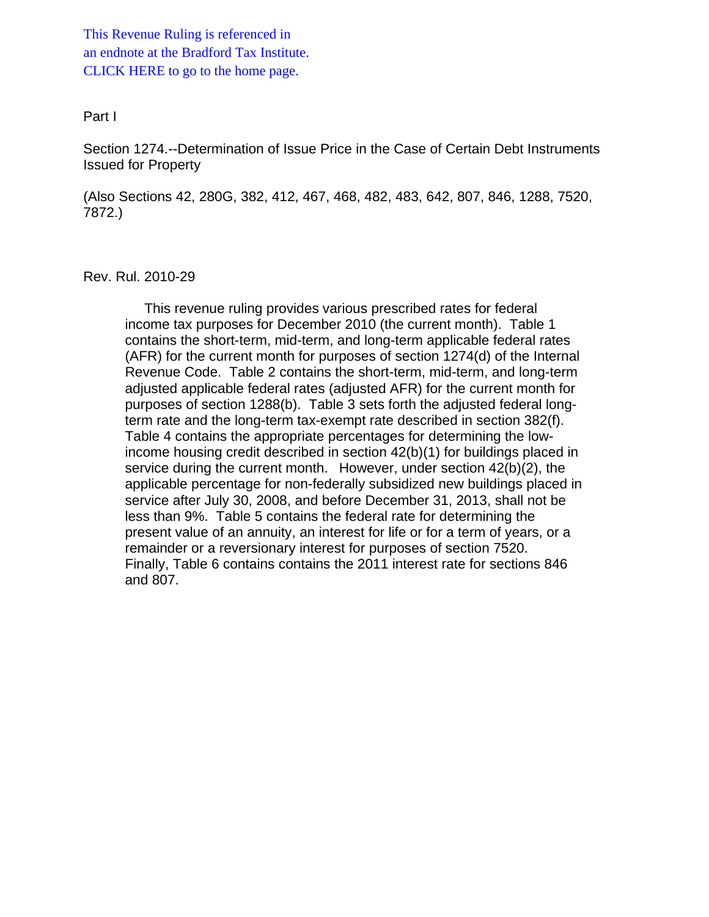This Revenue Ruling is referenced in
an endnote at the Bradford Tax Institute.
CLICK HERE to go to the home page.

Part I

Section 1274.--Determination of Issue Price in the Case of Certain Debt Instruments Issued for Property

(Also Sections 42, 280G, 382, 412, 467, 468, 482, 483, 642, 807, 846, 1288, 7520, 7872.)

Rev. Rul. 2010-29

This revenue ruling provides various prescribed rates for federal income tax purposes for December 2010 (the current month). Table 1 contains the short-term, mid-term, and long-term applicable federal rates (AFR) for the current month for purposes of section 1274(d) of the Internal Revenue Code. Table 2 contains the short-term, mid-term, and long-term adjusted applicable federal rates (adjusted AFR) for the current month for purposes of section 1288(b). Table 3 sets forth the adjusted federal long-term rate and the long-term tax-exempt rate described in section 382(f). Table 4 contains the appropriate percentages for determining the low-income housing credit described in section 42(b)(1) for buildings placed in service during the current month. However, under section 42(b)(2), the applicable percentage for non-federally subsidized new buildings placed in service after July 30, 2008, and before December 31, 2013, shall not be less than 9%. Table 5 contains the federal rate for determining the present value of an annuity, an interest for life or for a term of years, or a remainder or a reversionary interest for purposes of section 7520. Finally, Table 6 contains contains the 2011 interest rate for sections 846 and 807.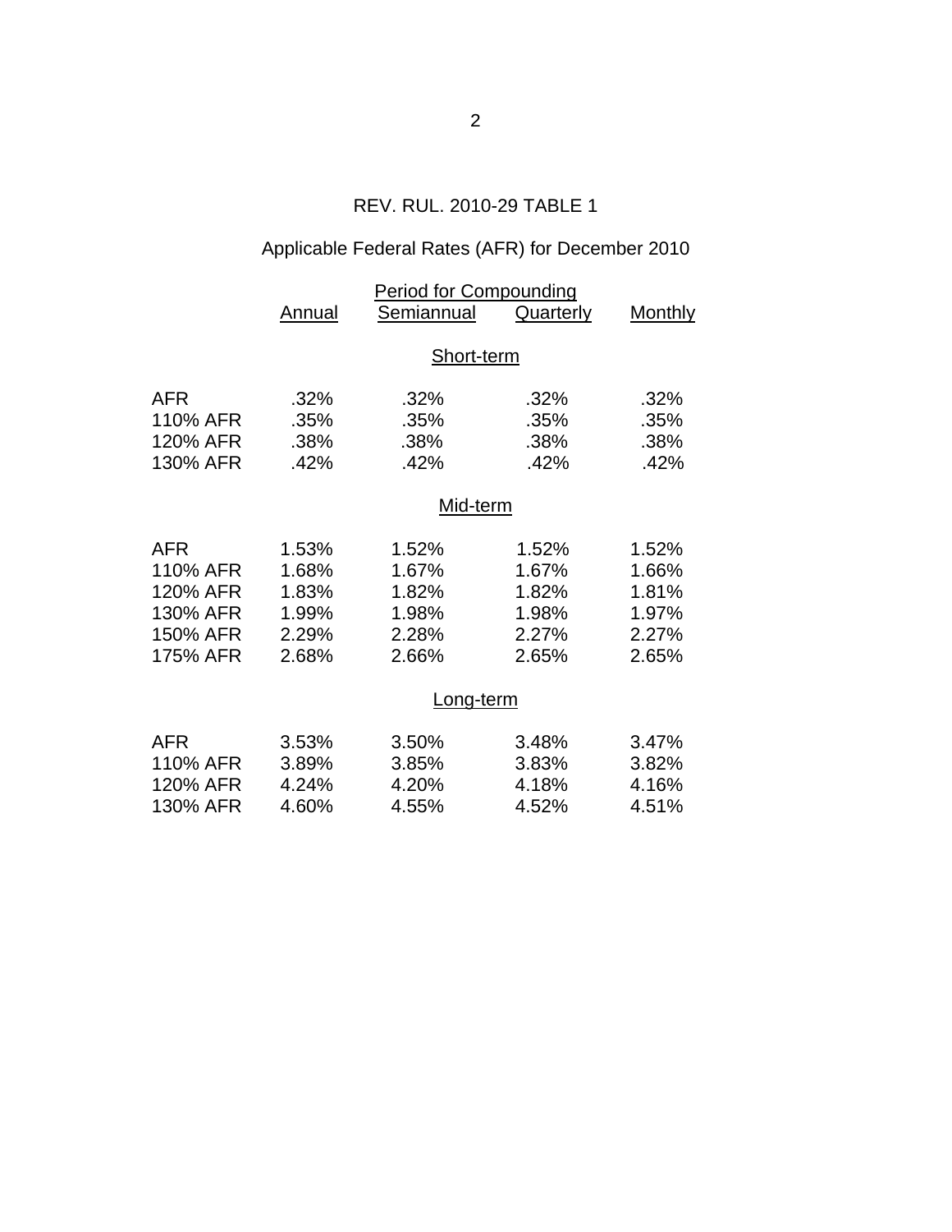## REV. RUL. 2010-29 TABLE 1

## Applicable Federal Rates (AFR) for December 2010

| | Period for Compounding | | | |
|---|---|---|---|---|
| | Annual | Semiannual | Quarterly | Monthly |
| | | **Short-term** | | |
| AFR | .32% | .32% | .32% | .32% |
| 110% AFR | .35% | .35% | .35% | .35% |
| 120% AFR | .38% | .38% | .38% | .38% |
| 130% AFR | .42% | .42% | .42% | .42% |
| | | **Mid-term** | | |
| AFR | 1.53% | 1.52% | 1.52% | 1.52% |
| 110% AFR | 1.68% | 1.67% | 1.67% | 1.66% |
| 120% AFR | 1.83% | 1.82% | 1.82% | 1.81% |
| 130% AFR | 1.99% | 1.98% | 1.98% | 1.97% |
| 150% AFR | 2.29% | 2.28% | 2.27% | 2.27% |
| 175% AFR | 2.68% | 2.66% | 2.65% | 2.65% |
| | | **Long-term** | | |
| AFR | 3.53% | 3.50% | 3.48% | 3.47% |
| 110% AFR | 3.89% | 3.85% | 3.83% | 3.82% |
| 120% AFR | 4.24% | 4.20% | 4.18% | 4.16% |
| 130% AFR | 4.60% | 4.55% | 4.52% | 4.51% |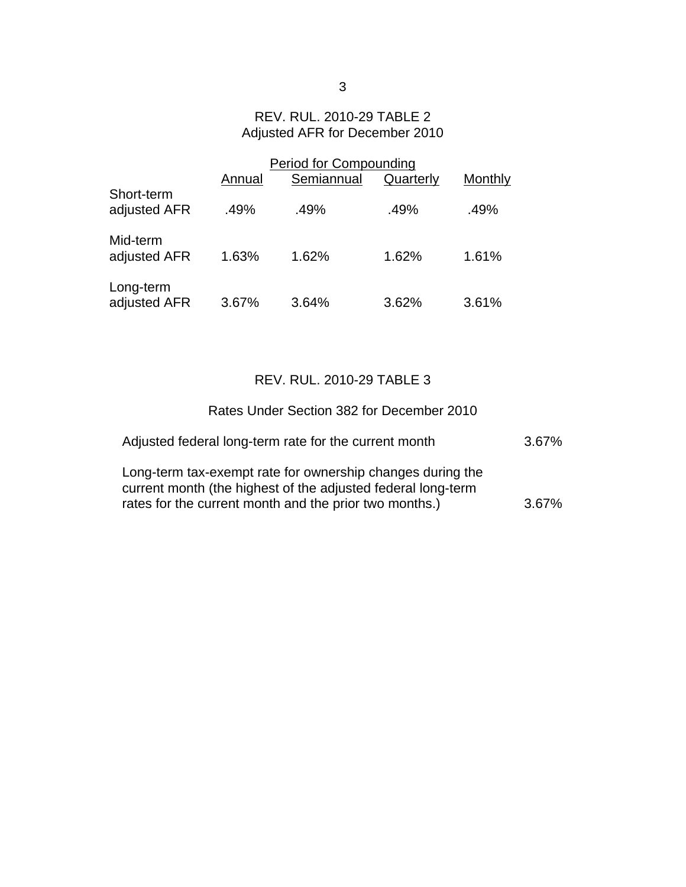REV. RUL. 2010-29 TABLE 2
Adjusted AFR for December 2010

| | Period for Compounding | | | |
|---|---|---|---|---|
| | Annual | Semiannual | Quarterly | Monthly |
| Short-term adjusted AFR | .49% | .49% | .49% | .49% |
| Mid-term adjusted AFR | 1.63% | 1.62% | 1.62% | 1.61% |
| Long-term adjusted AFR | 3.67% | 3.64% | 3.62% | 3.61% |

REV. RUL. 2010-29 TABLE 3

Rates Under Section 382 for December 2010

| | |
|---|---|
| Adjusted federal long-term rate for the current month | 3.67% |
| Long-term tax-exempt rate for ownership changes during the current month (the highest of the adjusted federal long-term rates for the current month and the prior two months.) | 3.67% |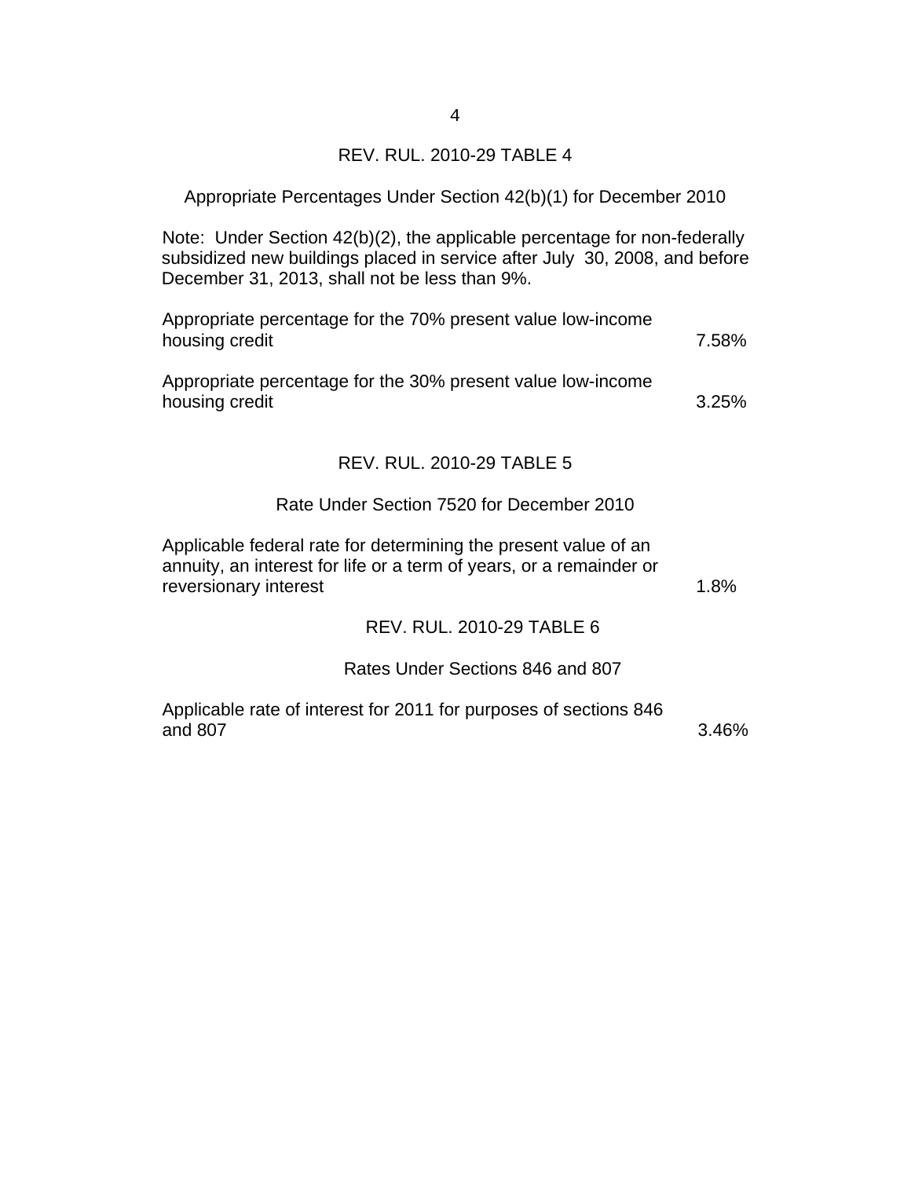## REV. RUL. 2010-29 TABLE 4

### Appropriate Percentages Under Section 42(b)(1) for December 2010

Note: Under Section 42(b)(2), the applicable percentage for non-federally subsidized new buildings placed in service after July 30, 2008, and before December 31, 2013, shall not be less than 9%.

| | |
|---|---|
| Appropriate percentage for the 70% present value low-income housing credit | 7.58% |
| Appropriate percentage for the 30% present value low-income housing credit | 3.25% |

## REV. RUL. 2010-29 TABLE 5

### Rate Under Section 7520 for December 2010

| | |
|---|---|
| Applicable federal rate for determining the present value of an annuity, an interest for life or a term of years, or a remainder or reversionary interest | 1.8% |

## REV. RUL. 2010-29 TABLE 6

### Rates Under Sections 846 and 807

| | |
|---|---|
| Applicable rate of interest for 2011 for purposes of sections 846 and 807 | 3.46% |